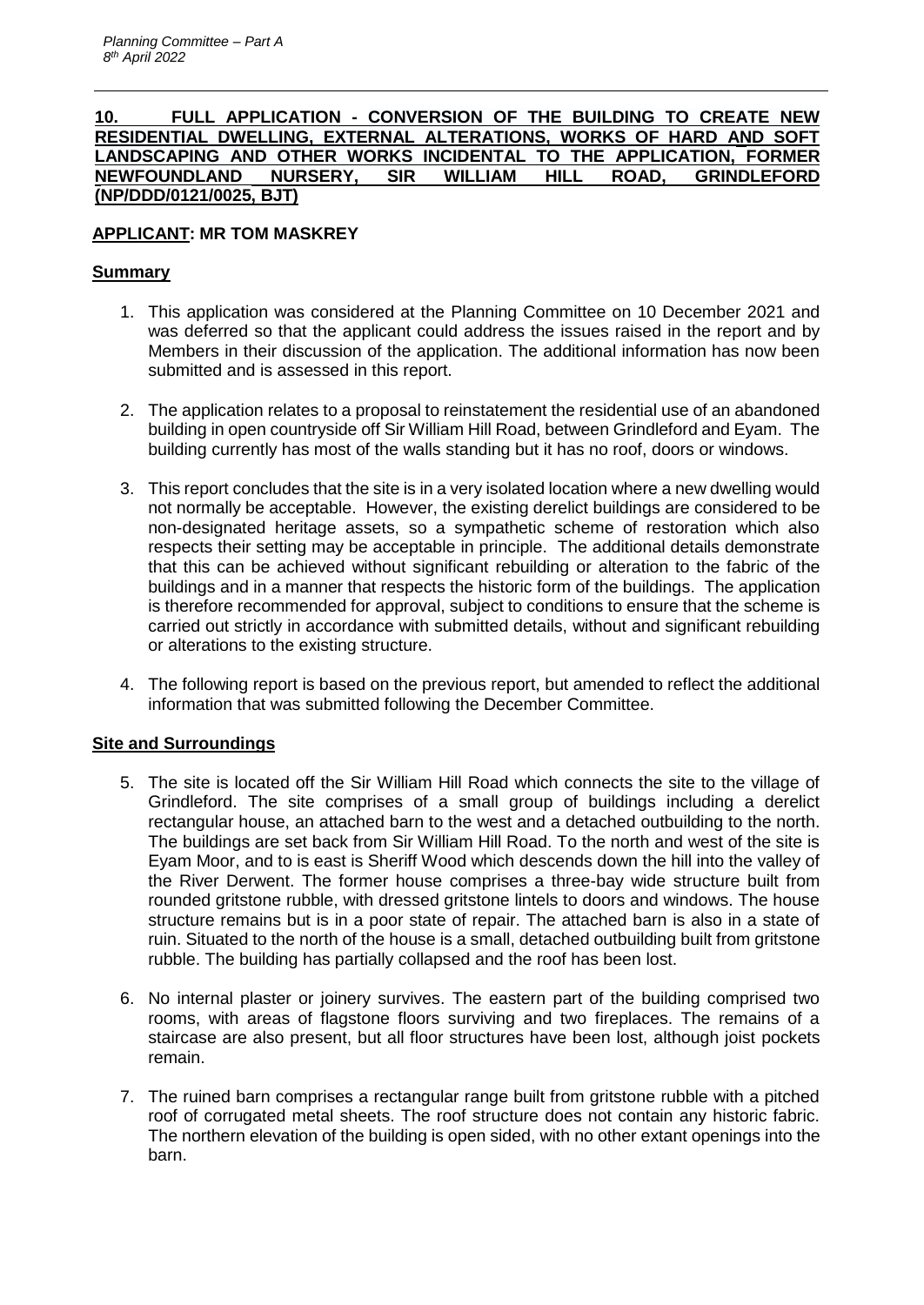## 10. FULL APPLICATION - CONVERSION OF THE BUILDING TO CREATE NEW RESIDENTIAL DWELLING, EXTERNAL ALTERATIONS, WORKS OF HARD AND SOFT LANDSCAPING AND OTHER WORKS INCIDENTAL TO THE APPLICATION, FORMER NEWFOUNDLAND NURSERY, SIR WILLIAM HILL ROAD, GRINDLEFORD (NP/DDD/0121/0025, BJT)

**APPLICANT: MR TOM MASKREY**

### Summary

1. This application was considered at the Planning Committee on 10 December 2021 and was deferred so that the applicant could address the issues raised in the report and by Members in their discussion of the application. The additional information has now been submitted and is assessed in this report.

2. The application relates to a proposal to reinstatement the residential use of an abandoned building in open countryside off Sir William Hill Road, between Grindleford and Eyam. The building currently has most of the walls standing but it has no roof, doors or windows.

3. This report concludes that the site is in a very isolated location where a new dwelling would not normally be acceptable. However, the existing derelict buildings are considered to be non-designated heritage assets, so a sympathetic scheme of restoration which also respects their setting may be acceptable in principle. The additional details demonstrate that this can be achieved without significant rebuilding or alteration to the fabric of the buildings and in a manner that respects the historic form of the buildings. The application is therefore recommended for approval, subject to conditions to ensure that the scheme is carried out strictly in accordance with submitted details, without and significant rebuilding or alterations to the existing structure.

4. The following report is based on the previous report, but amended to reflect the additional information that was submitted following the December Committee.

### Site and Surroundings

5. The site is located off the Sir William Hill Road which connects the site to the village of Grindleford. The site comprises of a small group of buildings including a derelict rectangular house, an attached barn to the west and a detached outbuilding to the north. The buildings are set back from Sir William Hill Road. To the north and west of the site is Eyam Moor, and to is east is Sheriff Wood which descends down the hill into the valley of the River Derwent. The former house comprises a three-bay wide structure built from rounded gritstone rubble, with dressed gritstone lintels to doors and windows. The house structure remains but is in a poor state of repair. The attached barn is also in a state of ruin. Situated to the north of the house is a small, detached outbuilding built from gritstone rubble. The building has partially collapsed and the roof has been lost.

6. No internal plaster or joinery survives. The eastern part of the building comprised two rooms, with areas of flagstone floors surviving and two fireplaces. The remains of a staircase are also present, but all floor structures have been lost, although joist pockets remain.

7. The ruined barn comprises a rectangular range built from gritstone rubble with a pitched roof of corrugated metal sheets. The roof structure does not contain any historic fabric. The northern elevation of the building is open sided, with no other extant openings into the barn.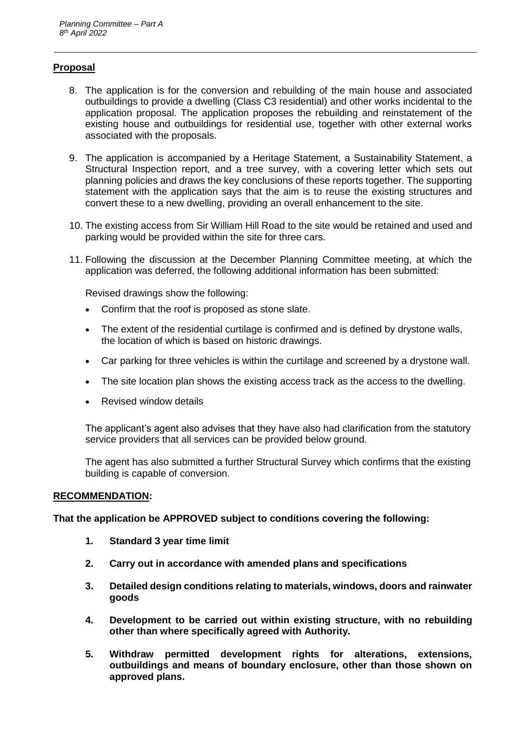## Proposal

8. The application is for the conversion and rebuilding of the main house and associated outbuildings to provide a dwelling (Class C3 residential) and other works incidental to the application proposal. The application proposes the rebuilding and reinstatement of the existing house and outbuildings for residential use, together with other external works associated with the proposals.

9. The application is accompanied by a Heritage Statement, a Sustainability Statement, a Structural Inspection report, and a tree survey, with a covering letter which sets out planning policies and draws the key conclusions of these reports together. The supporting statement with the application says that the aim is to reuse the existing structures and convert these to a new dwelling, providing an overall enhancement to the site.

10. The existing access from Sir William Hill Road to the site would be retained and used and parking would be provided within the site for three cars.

11. Following the discussion at the December Planning Committee meeting, at which the application was deferred, the following additional information has been submitted:

    Revised drawings show the following:

    - Confirm that the roof is proposed as stone slate.
    - The extent of the residential curtilage is confirmed and is defined by drystone walls, the location of which is based on historic drawings.
    - Car parking for three vehicles is within the curtilage and screened by a drystone wall.
    - The site location plan shows the existing access track as the access to the dwelling.
    - Revised window details

    The applicant's agent also advises that they have also had clarification from the statutory service providers that all services can be provided below ground.

    The agent has also submitted a further Structural Survey which confirms that the existing building is capable of conversion.

## RECOMMENDATION:

**That the application be APPROVED subject to conditions covering the following:**

1. **Standard 3 year time limit**
2. **Carry out in accordance with amended plans and specifications**
3. **Detailed design conditions relating to materials, windows, doors and rainwater goods**
4. **Development to be carried out within existing structure, with no rebuilding other than where specifically agreed with Authority.**
5. **Withdraw permitted development rights for alterations, extensions, outbuildings and means of boundary enclosure, other than those shown on approved plans.**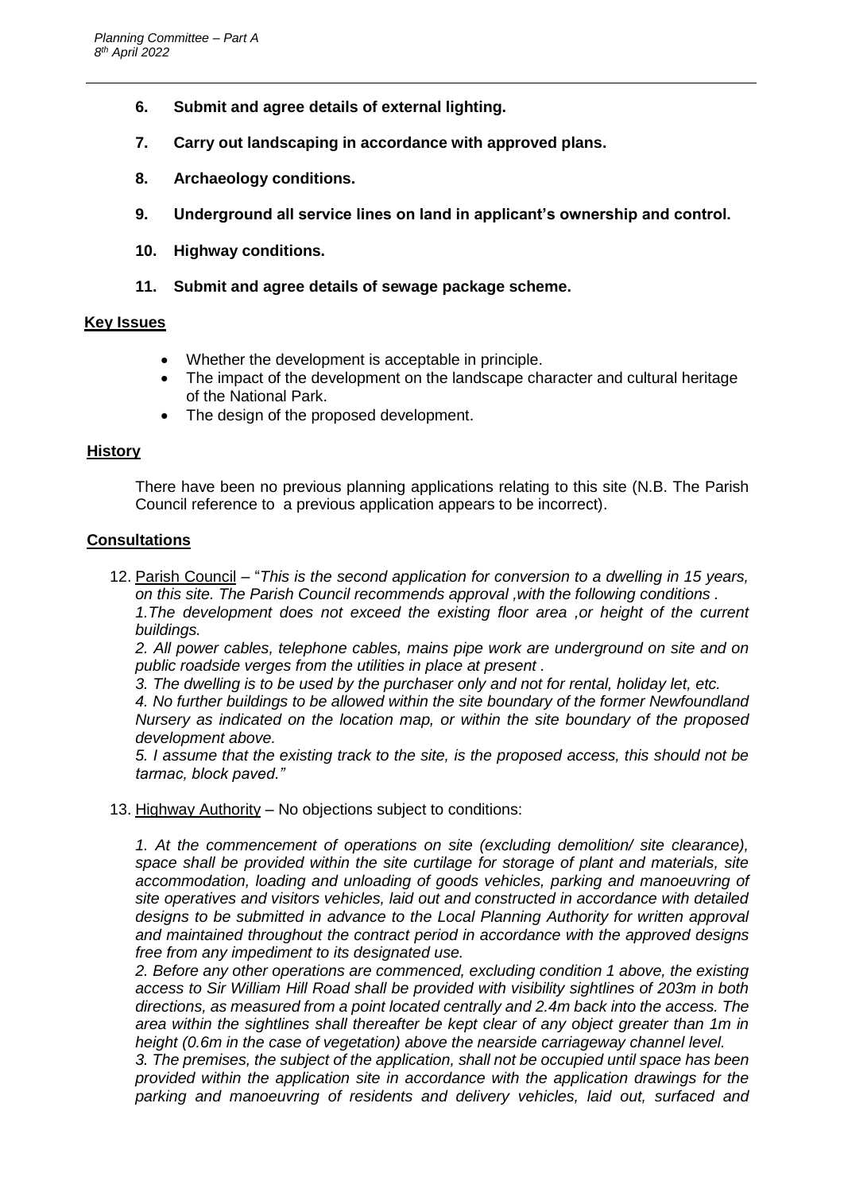6. **Submit and agree details of external lighting.**

7. **Carry out landscaping in accordance with approved plans.**

8. **Archaeology conditions.**

9. **Underground all service lines on land in applicant's ownership and control.**

10. **Highway conditions.**

11. **Submit and agree details of sewage package scheme.**

## Key Issues

- Whether the development is acceptable in principle.
- The impact of the development on the landscape character and cultural heritage of the National Park.
- The design of the proposed development.

## History

There have been no previous planning applications relating to this site (N.B. The Parish Council reference to a previous application appears to be incorrect).

## Consultations

12. Parish Council – "*This is the second application for conversion to a dwelling in 15 years, on this site. The Parish Council recommends approval ,with the following conditions .*
*1.The development does not exceed the existing floor area ,or height of the current buildings.*
*2. All power cables, telephone cables, mains pipe work are underground on site and on public roadside verges from the utilities in place at present .*
*3. The dwelling is to be used by the purchaser only and not for rental, holiday let, etc.*
*4. No further buildings to be allowed within the site boundary of the former Newfoundland Nursery as indicated on the location map, or within the site boundary of the proposed development above.*
*5. I assume that the existing track to the site, is the proposed access, this should not be tarmac, block paved."*

13. Highway Authority – No objections subject to conditions:

*1. At the commencement of operations on site (excluding demolition/ site clearance), space shall be provided within the site curtilage for storage of plant and materials, site accommodation, loading and unloading of goods vehicles, parking and manoeuvring of site operatives and visitors vehicles, laid out and constructed in accordance with detailed designs to be submitted in advance to the Local Planning Authority for written approval and maintained throughout the contract period in accordance with the approved designs free from any impediment to its designated use.*
*2. Before any other operations are commenced, excluding condition 1 above, the existing access to Sir William Hill Road shall be provided with visibility sightlines of 203m in both directions, as measured from a point located centrally and 2.4m back into the access. The area within the sightlines shall thereafter be kept clear of any object greater than 1m in height (0.6m in the case of vegetation) above the nearside carriageway channel level.*
*3. The premises, the subject of the application, shall not be occupied until space has been provided within the application site in accordance with the application drawings for the parking and manoeuvring of residents and delivery vehicles, laid out, surfaced and*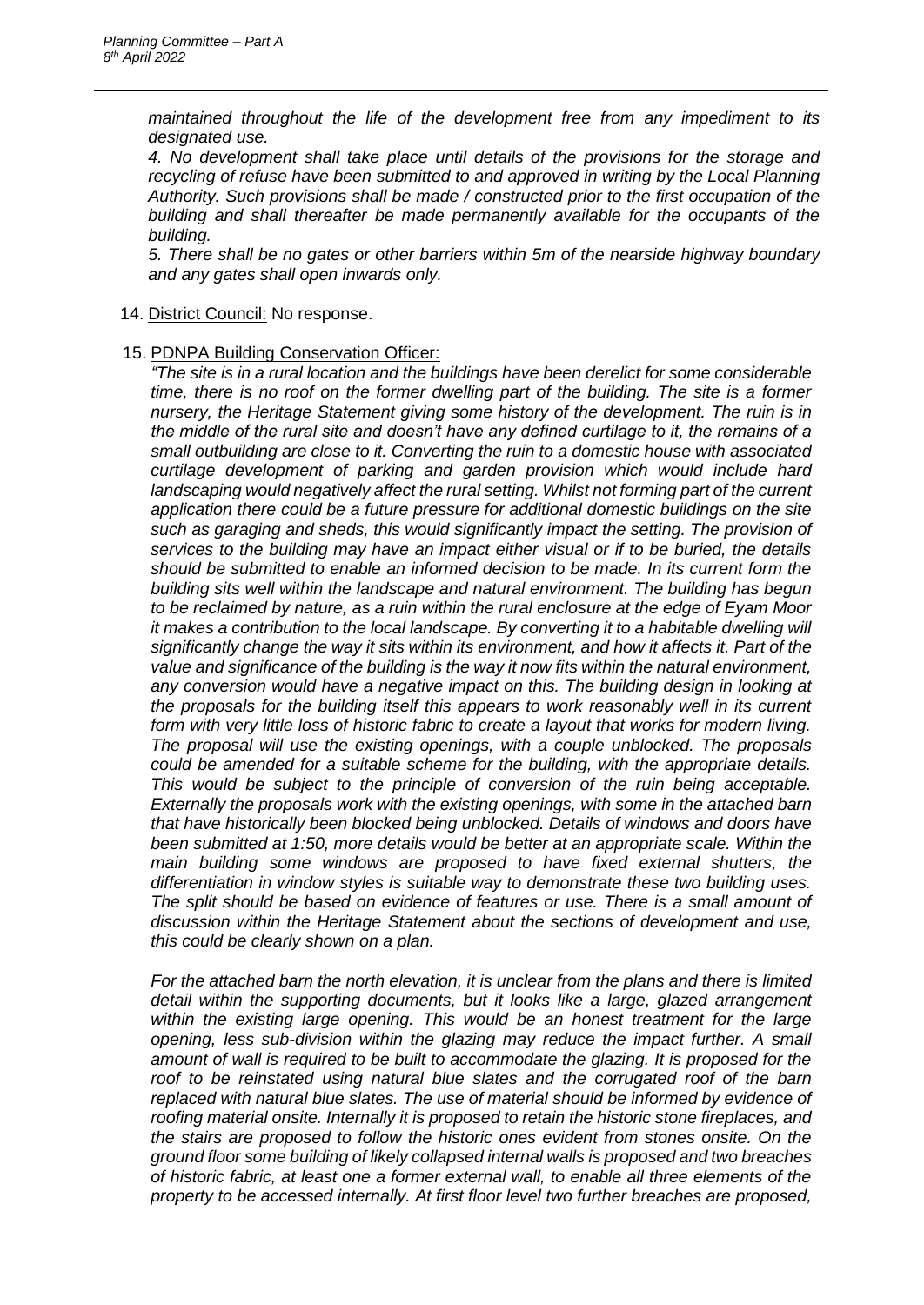*maintained throughout the life of the development free from any impediment to its designated use.*

*4. No development shall take place until details of the provisions for the storage and recycling of refuse have been submitted to and approved in writing by the Local Planning Authority. Such provisions shall be made / constructed prior to the first occupation of the building and shall thereafter be made permanently available for the occupants of the building.*

*5. There shall be no gates or other barriers within 5m of the nearside highway boundary and any gates shall open inwards only.*

14. District Council: No response.

15. PDNPA Building Conservation Officer:

*"The site is in a rural location and the buildings have been derelict for some considerable time, there is no roof on the former dwelling part of the building. The site is a former nursery, the Heritage Statement giving some history of the development. The ruin is in the middle of the rural site and doesn't have any defined curtilage to it, the remains of a small outbuilding are close to it. Converting the ruin to a domestic house with associated curtilage development of parking and garden provision which would include hard landscaping would negatively affect the rural setting. Whilst not forming part of the current application there could be a future pressure for additional domestic buildings on the site such as garaging and sheds, this would significantly impact the setting. The provision of services to the building may have an impact either visual or if to be buried, the details should be submitted to enable an informed decision to be made. In its current form the building sits well within the landscape and natural environment. The building has begun to be reclaimed by nature, as a ruin within the rural enclosure at the edge of Eyam Moor it makes a contribution to the local landscape. By converting it to a habitable dwelling will significantly change the way it sits within its environment, and how it affects it. Part of the value and significance of the building is the way it now fits within the natural environment, any conversion would have a negative impact on this. The building design in looking at the proposals for the building itself this appears to work reasonably well in its current form with very little loss of historic fabric to create a layout that works for modern living. The proposal will use the existing openings, with a couple unblocked. The proposals could be amended for a suitable scheme for the building, with the appropriate details. This would be subject to the principle of conversion of the ruin being acceptable. Externally the proposals work with the existing openings, with some in the attached barn that have historically been blocked being unblocked. Details of windows and doors have been submitted at 1:50, more details would be better at an appropriate scale. Within the main building some windows are proposed to have fixed external shutters, the differentiation in window styles is suitable way to demonstrate these two building uses. The split should be based on evidence of features or use. There is a small amount of discussion within the Heritage Statement about the sections of development and use, this could be clearly shown on a plan.*

*For the attached barn the north elevation, it is unclear from the plans and there is limited detail within the supporting documents, but it looks like a large, glazed arrangement within the existing large opening. This would be an honest treatment for the large opening, less sub-division within the glazing may reduce the impact further. A small amount of wall is required to be built to accommodate the glazing. It is proposed for the roof to be reinstated using natural blue slates and the corrugated roof of the barn replaced with natural blue slates. The use of material should be informed by evidence of roofing material onsite. Internally it is proposed to retain the historic stone fireplaces, and the stairs are proposed to follow the historic ones evident from stones onsite. On the ground floor some building of likely collapsed internal walls is proposed and two breaches of historic fabric, at least one a former external wall, to enable all three elements of the property to be accessed internally. At first floor level two further breaches are proposed,*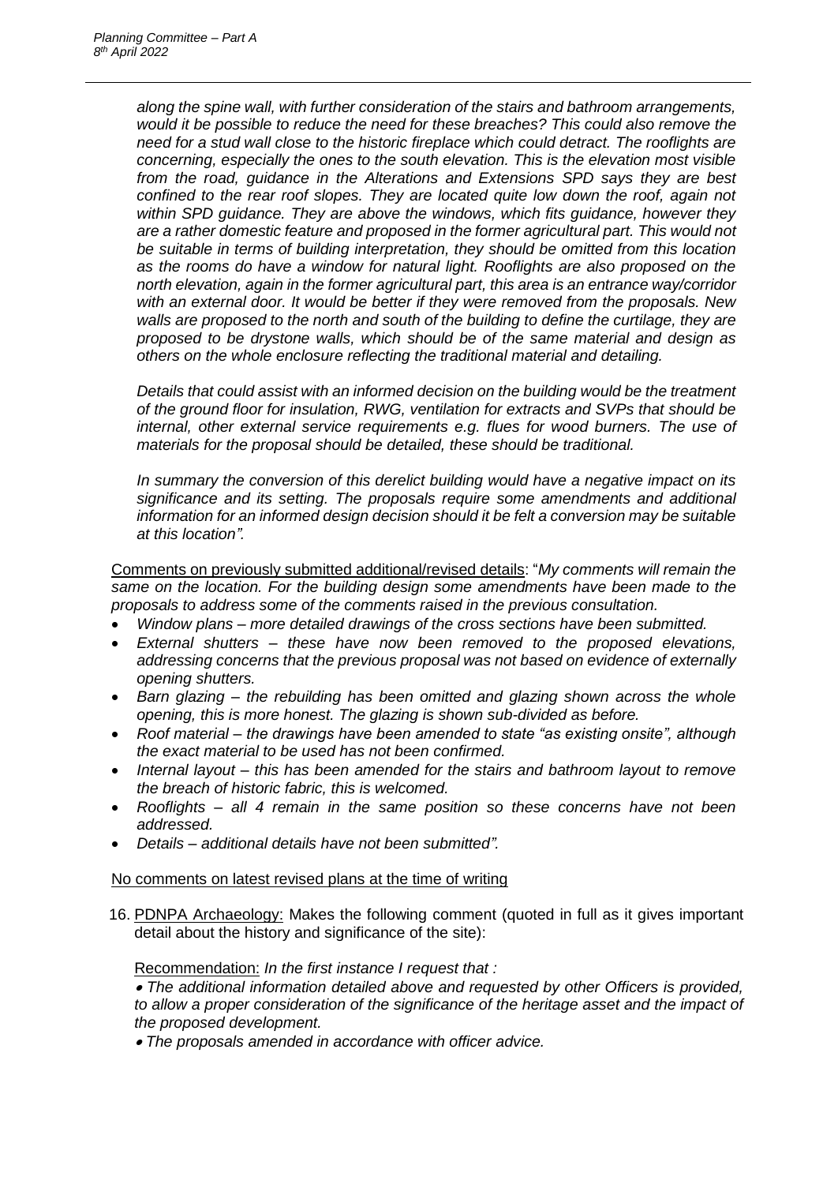*along the spine wall, with further consideration of the stairs and bathroom arrangements, would it be possible to reduce the need for these breaches? This could also remove the need for a stud wall close to the historic fireplace which could detract. The rooflights are concerning, especially the ones to the south elevation. This is the elevation most visible from the road, guidance in the Alterations and Extensions SPD says they are best confined to the rear roof slopes. They are located quite low down the roof, again not within SPD guidance. They are above the windows, which fits guidance, however they are a rather domestic feature and proposed in the former agricultural part. This would not be suitable in terms of building interpretation, they should be omitted from this location as the rooms do have a window for natural light. Rooflights are also proposed on the north elevation, again in the former agricultural part, this area is an entrance way/corridor with an external door. It would be better if they were removed from the proposals. New walls are proposed to the north and south of the building to define the curtilage, they are proposed to be drystone walls, which should be of the same material and design as others on the whole enclosure reflecting the traditional material and detailing.*

*Details that could assist with an informed decision on the building would be the treatment of the ground floor for insulation, RWG, ventilation for extracts and SVPs that should be internal, other external service requirements e.g. flues for wood burners. The use of materials for the proposal should be detailed, these should be traditional.*

*In summary the conversion of this derelict building would have a negative impact on its significance and its setting. The proposals require some amendments and additional information for an informed design decision should it be felt a conversion may be suitable at this location".*

Comments on previously submitted additional/revised details: "*My comments will remain the same on the location. For the building design some amendments have been made to the proposals to address some of the comments raised in the previous consultation.*

- *Window plans – more detailed drawings of the cross sections have been submitted.*
- *External shutters – these have now been removed to the proposed elevations, addressing concerns that the previous proposal was not based on evidence of externally opening shutters.*
- *Barn glazing – the rebuilding has been omitted and glazing shown across the whole opening, this is more honest. The glazing is shown sub-divided as before.*
- *Roof material – the drawings have been amended to state "as existing onsite", although the exact material to be used has not been confirmed.*
- *Internal layout – this has been amended for the stairs and bathroom layout to remove the breach of historic fabric, this is welcomed.*
- *Rooflights – all 4 remain in the same position so these concerns have not been addressed.*
- *Details – additional details have not been submitted".*

No comments on latest revised plans at the time of writing

16. PDNPA Archaeology: Makes the following comment (quoted in full as it gives important detail about the history and significance of the site):

Recommendation: *In the first instance I request that :*

- *The additional information detailed above and requested by other Officers is provided, to allow a proper consideration of the significance of the heritage asset and the impact of the proposed development.*
- *The proposals amended in accordance with officer advice.*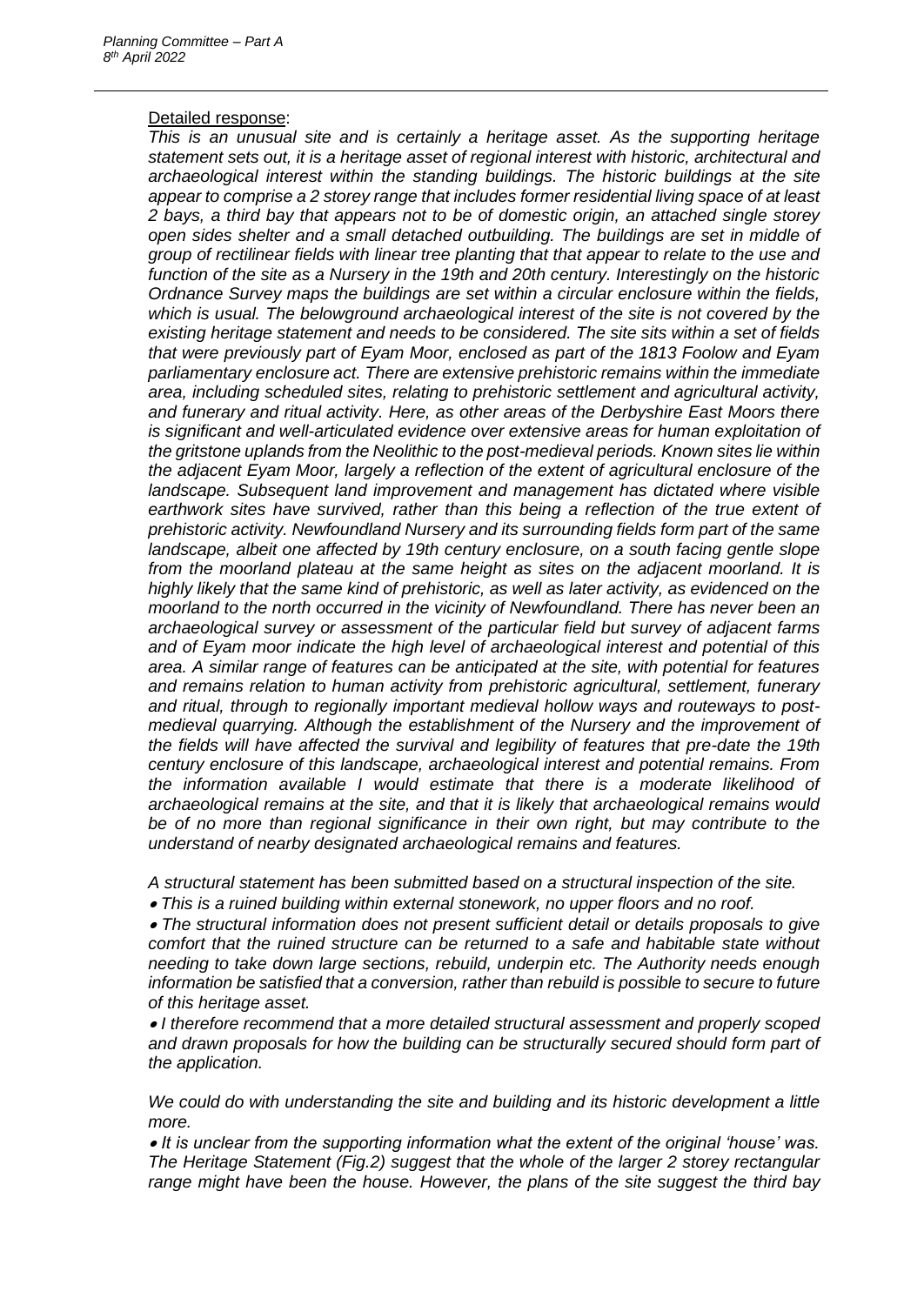Detailed response:

*This is an unusual site and is certainly a heritage asset. As the supporting heritage statement sets out, it is a heritage asset of regional interest with historic, architectural and archaeological interest within the standing buildings. The historic buildings at the site appear to comprise a 2 storey range that includes former residential living space of at least 2 bays, a third bay that appears not to be of domestic origin, an attached single storey open sides shelter and a small detached outbuilding. The buildings are set in middle of group of rectilinear fields with linear tree planting that that appear to relate to the use and function of the site as a Nursery in the 19th and 20th century. Interestingly on the historic Ordnance Survey maps the buildings are set within a circular enclosure within the fields, which is usual. The belowground archaeological interest of the site is not covered by the existing heritage statement and needs to be considered. The site sits within a set of fields that were previously part of Eyam Moor, enclosed as part of the 1813 Foolow and Eyam parliamentary enclosure act. There are extensive prehistoric remains within the immediate area, including scheduled sites, relating to prehistoric settlement and agricultural activity, and funerary and ritual activity. Here, as other areas of the Derbyshire East Moors there is significant and well-articulated evidence over extensive areas for human exploitation of the gritstone uplands from the Neolithic to the post-medieval periods. Known sites lie within the adjacent Eyam Moor, largely a reflection of the extent of agricultural enclosure of the landscape. Subsequent land improvement and management has dictated where visible earthwork sites have survived, rather than this being a reflection of the true extent of prehistoric activity. Newfoundland Nursery and its surrounding fields form part of the same landscape, albeit one affected by 19th century enclosure, on a south facing gentle slope from the moorland plateau at the same height as sites on the adjacent moorland. It is highly likely that the same kind of prehistoric, as well as later activity, as evidenced on the moorland to the north occurred in the vicinity of Newfoundland. There has never been an archaeological survey or assessment of the particular field but survey of adjacent farms and of Eyam moor indicate the high level of archaeological interest and potential of this area. A similar range of features can be anticipated at the site, with potential for features and remains relation to human activity from prehistoric agricultural, settlement, funerary and ritual, through to regionally important medieval hollow ways and routeways to post-medieval quarrying. Although the establishment of the Nursery and the improvement of the fields will have affected the survival and legibility of features that pre-date the 19th century enclosure of this landscape, archaeological interest and potential remains. From the information available I would estimate that there is a moderate likelihood of archaeological remains at the site, and that it is likely that archaeological remains would be of no more than regional significance in their own right, but may contribute to the understand of nearby designated archaeological remains and features.*

*A structural statement has been submitted based on a structural inspection of the site.*

- *This is a ruined building within external stonework, no upper floors and no roof.*
- *The structural information does not present sufficient detail or details proposals to give comfort that the ruined structure can be returned to a safe and habitable state without needing to take down large sections, rebuild, underpin etc. The Authority needs enough information be satisfied that a conversion, rather than rebuild is possible to secure to future of this heritage asset.*
- *I therefore recommend that a more detailed structural assessment and properly scoped and drawn proposals for how the building can be structurally secured should form part of the application.*

*We could do with understanding the site and building and its historic development a little more.*

- *It is unclear from the supporting information what the extent of the original 'house' was. The Heritage Statement (Fig.2) suggest that the whole of the larger 2 storey rectangular range might have been the house. However, the plans of the site suggest the third bay*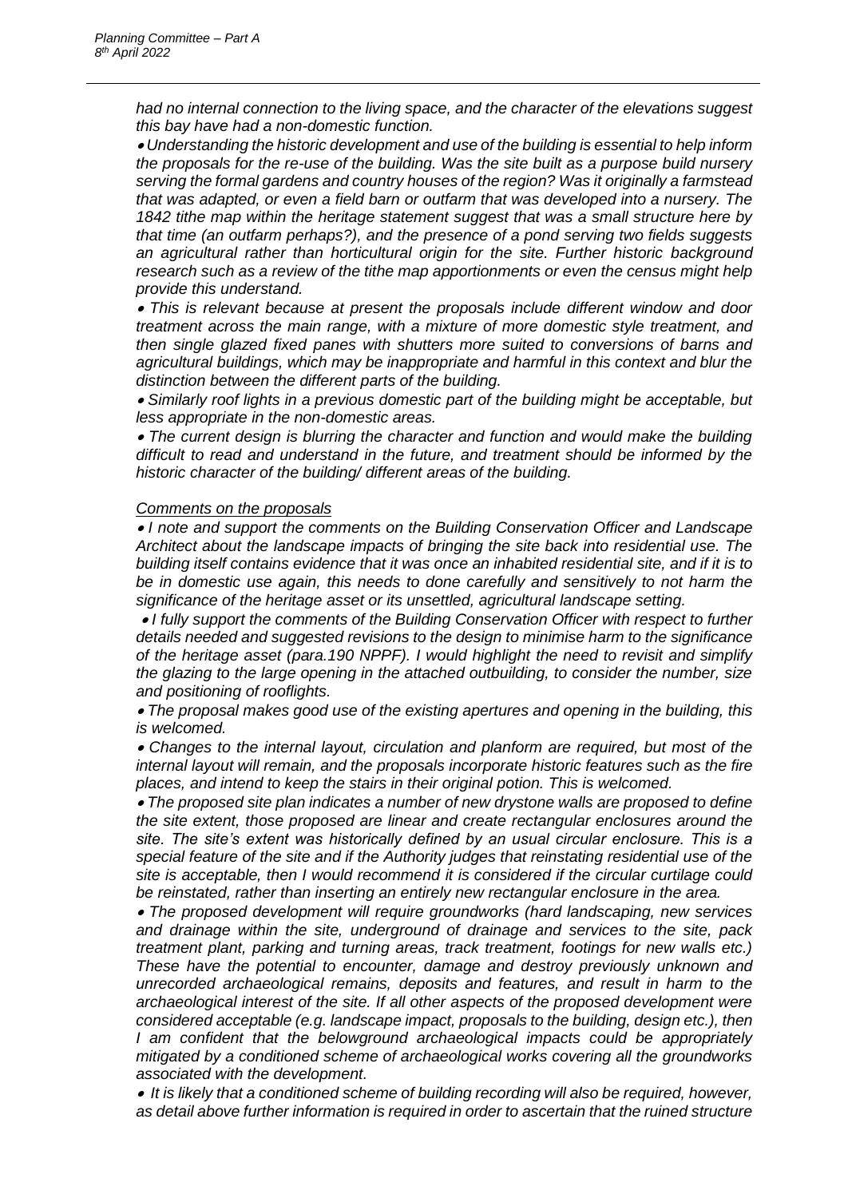*had no internal connection to the living space, and the character of the elevations suggest this bay have had a non-domestic function.*

- *Understanding the historic development and use of the building is essential to help inform the proposals for the re-use of the building. Was the site built as a purpose build nursery serving the formal gardens and country houses of the region? Was it originally a farmstead that was adapted, or even a field barn or outfarm that was developed into a nursery. The 1842 tithe map within the heritage statement suggest that was a small structure here by that time (an outfarm perhaps?), and the presence of a pond serving two fields suggests an agricultural rather than horticultural origin for the site. Further historic background research such as a review of the tithe map apportionments or even the census might help provide this understand.*
- *This is relevant because at present the proposals include different window and door treatment across the main range, with a mixture of more domestic style treatment, and then single glazed fixed panes with shutters more suited to conversions of barns and agricultural buildings, which may be inappropriate and harmful in this context and blur the distinction between the different parts of the building.*
- *Similarly roof lights in a previous domestic part of the building might be acceptable, but less appropriate in the non-domestic areas.*
- *The current design is blurring the character and function and would make the building difficult to read and understand in the future, and treatment should be informed by the historic character of the building/ different areas of the building.*

*Comments on the proposals*

- *I note and support the comments on the Building Conservation Officer and Landscape Architect about the landscape impacts of bringing the site back into residential use. The building itself contains evidence that it was once an inhabited residential site, and if it is to be in domestic use again, this needs to done carefully and sensitively to not harm the significance of the heritage asset or its unsettled, agricultural landscape setting.*
- *I fully support the comments of the Building Conservation Officer with respect to further details needed and suggested revisions to the design to minimise harm to the significance of the heritage asset (para.190 NPPF). I would highlight the need to revisit and simplify the glazing to the large opening in the attached outbuilding, to consider the number, size and positioning of rooflights.*
- *The proposal makes good use of the existing apertures and opening in the building, this is welcomed.*
- *Changes to the internal layout, circulation and planform are required, but most of the internal layout will remain, and the proposals incorporate historic features such as the fire places, and intend to keep the stairs in their original potion. This is welcomed.*
- *The proposed site plan indicates a number of new drystone walls are proposed to define the site extent, those proposed are linear and create rectangular enclosures around the site. The site's extent was historically defined by an usual circular enclosure. This is a special feature of the site and if the Authority judges that reinstating residential use of the site is acceptable, then I would recommend it is considered if the circular curtilage could be reinstated, rather than inserting an entirely new rectangular enclosure in the area.*
- *The proposed development will require groundworks (hard landscaping, new services and drainage within the site, underground of drainage and services to the site, pack treatment plant, parking and turning areas, track treatment, footings for new walls etc.) These have the potential to encounter, damage and destroy previously unknown and unrecorded archaeological remains, deposits and features, and result in harm to the archaeological interest of the site. If all other aspects of the proposed development were considered acceptable (e.g. landscape impact, proposals to the building, design etc.), then I am confident that the belowground archaeological impacts could be appropriately mitigated by a conditioned scheme of archaeological works covering all the groundworks associated with the development.*
- *It is likely that a conditioned scheme of building recording will also be required, however, as detail above further information is required in order to ascertain that the ruined structure*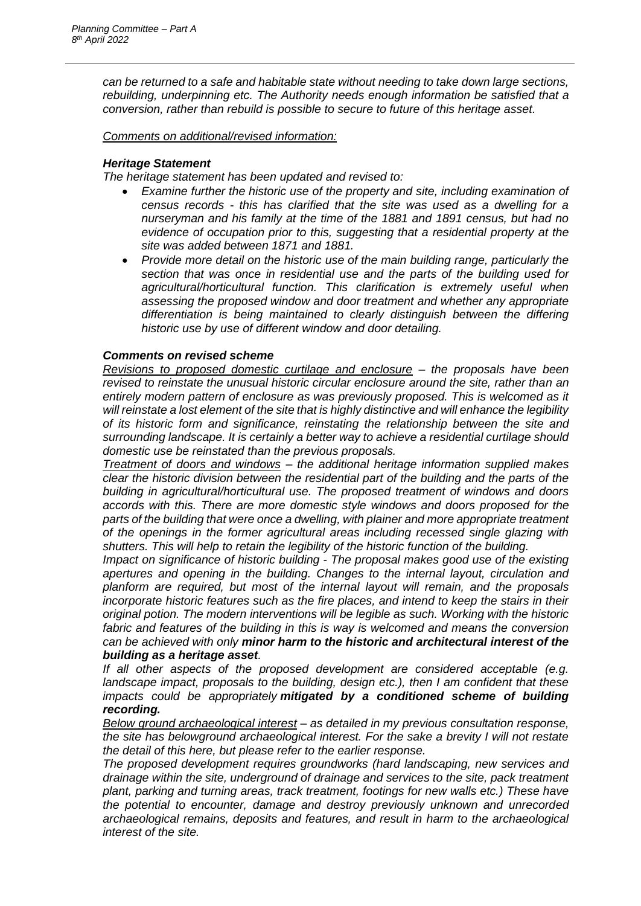*can be returned to a safe and habitable state without needing to take down large sections, rebuilding, underpinning etc. The Authority needs enough information be satisfied that a conversion, rather than rebuild is possible to secure to future of this heritage asset.*

*Comments on additional/revised information:*

***Heritage Statement***

*The heritage statement has been updated and revised to:*

- *Examine further the historic use of the property and site, including examination of census records - this has clarified that the site was used as a dwelling for a nurseryman and his family at the time of the 1881 and 1891 census, but had no evidence of occupation prior to this, suggesting that a residential property at the site was added between 1871 and 1881.*
- *Provide more detail on the historic use of the main building range, particularly the section that was once in residential use and the parts of the building used for agricultural/horticultural function. This clarification is extremely useful when assessing the proposed window and door treatment and whether any appropriate differentiation is being maintained to clearly distinguish between the differing historic use by use of different window and door detailing.*

***Comments on revised scheme***

*Revisions to proposed domestic curtilage and enclosure – the proposals have been revised to reinstate the unusual historic circular enclosure around the site, rather than an entirely modern pattern of enclosure as was previously proposed. This is welcomed as it will reinstate a lost element of the site that is highly distinctive and will enhance the legibility of its historic form and significance, reinstating the relationship between the site and surrounding landscape. It is certainly a better way to achieve a residential curtilage should domestic use be reinstated than the previous proposals.*

*Treatment of doors and windows – the additional heritage information supplied makes clear the historic division between the residential part of the building and the parts of the building in agricultural/horticultural use. The proposed treatment of windows and doors accords with this. There are more domestic style windows and doors proposed for the parts of the building that were once a dwelling, with plainer and more appropriate treatment of the openings in the former agricultural areas including recessed single glazing with shutters. This will help to retain the legibility of the historic function of the building.*

*Impact on significance of historic building - The proposal makes good use of the existing apertures and opening in the building. Changes to the internal layout, circulation and planform are required, but most of the internal layout will remain, and the proposals incorporate historic features such as the fire places, and intend to keep the stairs in their original potion. The modern interventions will be legible as such. Working with the historic fabric and features of the building in this is way is welcomed and means the conversion can be achieved with only* ***minor harm to the historic and architectural interest of the building as a heritage asset****.*

*If all other aspects of the proposed development are considered acceptable (e.g. landscape impact, proposals to the building, design etc.), then I am confident that these impacts could be appropriately* ***mitigated by a conditioned scheme of building recording.***

*Below ground archaeological interest – as detailed in my previous consultation response, the site has belowground archaeological interest. For the sake a brevity I will not restate the detail of this here, but please refer to the earlier response.*

*The proposed development requires groundworks (hard landscaping, new services and drainage within the site, underground of drainage and services to the site, pack treatment plant, parking and turning areas, track treatment, footings for new walls etc.) These have the potential to encounter, damage and destroy previously unknown and unrecorded archaeological remains, deposits and features, and result in harm to the archaeological interest of the site.*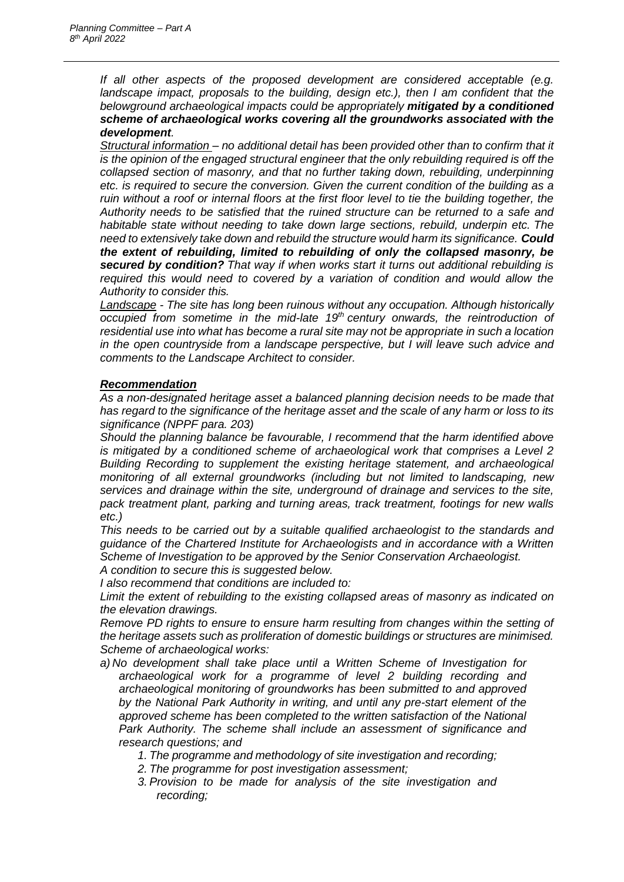*If all other aspects of the proposed development are considered acceptable (e.g. landscape impact, proposals to the building, design etc.), then I am confident that the belowground archaeological impacts could be appropriately **mitigated by a conditioned scheme of archaeological works covering all the groundworks associated with the development**.*

*Structural information – no additional detail has been provided other than to confirm that it is the opinion of the engaged structural engineer that the only rebuilding required is off the collapsed section of masonry, and that no further taking down, rebuilding, underpinning etc. is required to secure the conversion. Given the current condition of the building as a ruin without a roof or internal floors at the first floor level to tie the building together, the Authority needs to be satisfied that the ruined structure can be returned to a safe and habitable state without needing to take down large sections, rebuild, underpin etc. The need to extensively take down and rebuild the structure would harm its significance. **Could the extent of rebuilding, limited to rebuilding of only the collapsed masonry, be secured by condition?** That way if when works start it turns out additional rebuilding is required this would need to covered by a variation of condition and would allow the Authority to consider this.*

*Landscape - The site has long been ruinous without any occupation. Although historically occupied from sometime in the mid-late 19th century onwards, the reintroduction of residential use into what has become a rural site may not be appropriate in such a location in the open countryside from a landscape perspective, but I will leave such advice and comments to the Landscape Architect to consider.*

***Recommendation***

*As a non-designated heritage asset a balanced planning decision needs to be made that has regard to the significance of the heritage asset and the scale of any harm or loss to its significance (NPPF para. 203)*

*Should the planning balance be favourable, I recommend that the harm identified above is mitigated by a conditioned scheme of archaeological work that comprises a Level 2 Building Recording to supplement the existing heritage statement, and archaeological monitoring of all external groundworks (including but not limited to landscaping, new services and drainage within the site, underground of drainage and services to the site, pack treatment plant, parking and turning areas, track treatment, footings for new walls etc.)*

*This needs to be carried out by a suitable qualified archaeologist to the standards and guidance of the Chartered Institute for Archaeologists and in accordance with a Written Scheme of Investigation to be approved by the Senior Conservation Archaeologist.*

*A condition to secure this is suggested below.*

*I also recommend that conditions are included to:*

*Limit the extent of rebuilding to the existing collapsed areas of masonry as indicated on the elevation drawings.*

*Remove PD rights to ensure to ensure harm resulting from changes within the setting of the heritage assets such as proliferation of domestic buildings or structures are minimised.*

*Scheme of archaeological works:*

*a) No development shall take place until a Written Scheme of Investigation for archaeological work for a programme of level 2 building recording and archaeological monitoring of groundworks has been submitted to and approved by the National Park Authority in writing, and until any pre-start element of the approved scheme has been completed to the written satisfaction of the National Park Authority. The scheme shall include an assessment of significance and research questions; and*

   1. *The programme and methodology of site investigation and recording;*
   2. *The programme for post investigation assessment;*
   3. *Provision to be made for analysis of the site investigation and recording;*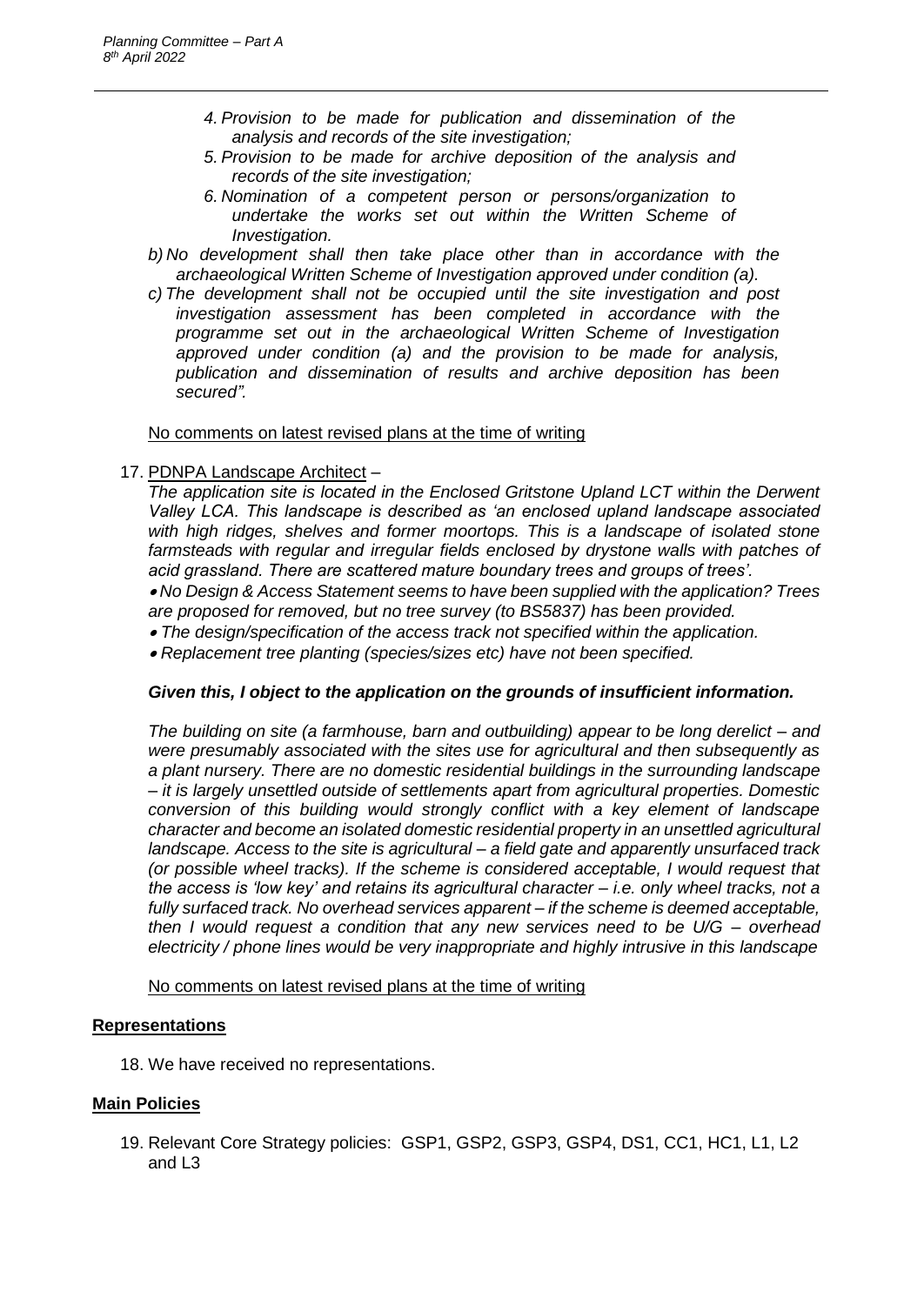*4. Provision to be made for publication and dissemination of the analysis and records of the site investigation;*

*5. Provision to be made for archive deposition of the analysis and records of the site investigation;*

*6. Nomination of a competent person or persons/organization to undertake the works set out within the Written Scheme of Investigation.*

*b) No development shall then take place other than in accordance with the archaeological Written Scheme of Investigation approved under condition (a).*

*c) The development shall not be occupied until the site investigation and post investigation assessment has been completed in accordance with the programme set out in the archaeological Written Scheme of Investigation approved under condition (a) and the provision to be made for analysis, publication and dissemination of results and archive deposition has been secured".*

No comments on latest revised plans at the time of writing

17. PDNPA Landscape Architect –

*The application site is located in the Enclosed Gritstone Upland LCT within the Derwent Valley LCA. This landscape is described as 'an enclosed upland landscape associated with high ridges, shelves and former moortops. This is a landscape of isolated stone farmsteads with regular and irregular fields enclosed by drystone walls with patches of acid grassland. There are scattered mature boundary trees and groups of trees'.*

- *No Design & Access Statement seems to have been supplied with the application? Trees are proposed for removed, but no tree survey (to BS5837) has been provided.*
- *The design/specification of the access track not specified within the application.*
- *Replacement tree planting (species/sizes etc) have not been specified.*

***Given this, I object to the application on the grounds of insufficient information.***

*The building on site (a farmhouse, barn and outbuilding) appear to be long derelict – and were presumably associated with the sites use for agricultural and then subsequently as a plant nursery. There are no domestic residential buildings in the surrounding landscape – it is largely unsettled outside of settlements apart from agricultural properties. Domestic conversion of this building would strongly conflict with a key element of landscape character and become an isolated domestic residential property in an unsettled agricultural landscape. Access to the site is agricultural – a field gate and apparently unsurfaced track (or possible wheel tracks). If the scheme is considered acceptable, I would request that the access is 'low key' and retains its agricultural character – i.e. only wheel tracks, not a fully surfaced track. No overhead services apparent – if the scheme is deemed acceptable, then I would request a condition that any new services need to be U/G – overhead electricity / phone lines would be very inappropriate and highly intrusive in this landscape*

No comments on latest revised plans at the time of writing

## Representations

18. We have received no representations.

## Main Policies

19. Relevant Core Strategy policies: GSP1, GSP2, GSP3, GSP4, DS1, CC1, HC1, L1, L2 and L3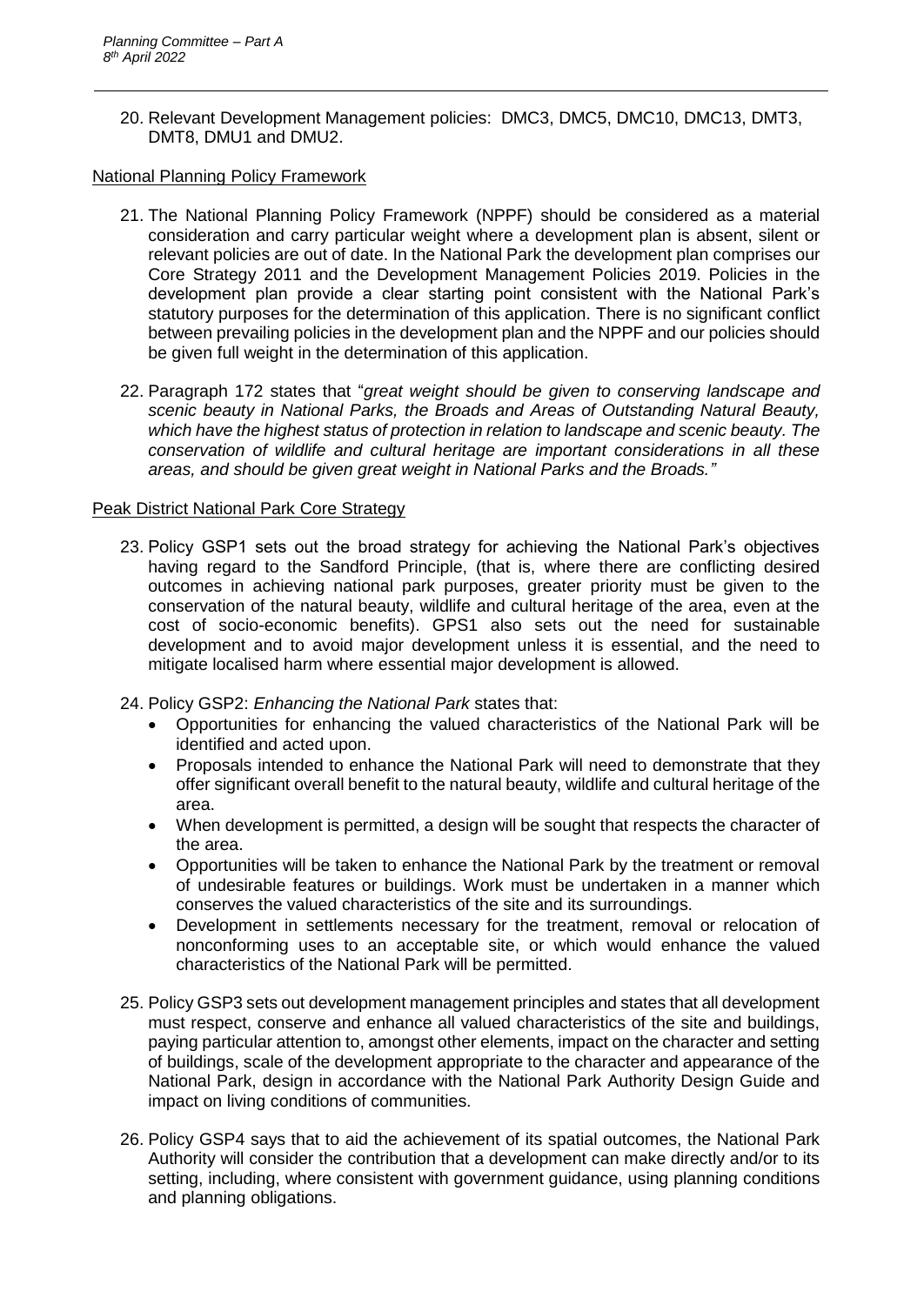20. Relevant Development Management policies: DMC3, DMC5, DMC10, DMC13, DMT3, DMT8, DMU1 and DMU2.

National Planning Policy Framework

21. The National Planning Policy Framework (NPPF) should be considered as a material consideration and carry particular weight where a development plan is absent, silent or relevant policies are out of date. In the National Park the development plan comprises our Core Strategy 2011 and the Development Management Policies 2019. Policies in the development plan provide a clear starting point consistent with the National Park's statutory purposes for the determination of this application. There is no significant conflict between prevailing policies in the development plan and the NPPF and our policies should be given full weight in the determination of this application.

22. Paragraph 172 states that "*great weight should be given to conserving landscape and scenic beauty in National Parks, the Broads and Areas of Outstanding Natural Beauty, which have the highest status of protection in relation to landscape and scenic beauty. The conservation of wildlife and cultural heritage are important considerations in all these areas, and should be given great weight in National Parks and the Broads.*"

Peak District National Park Core Strategy

23. Policy GSP1 sets out the broad strategy for achieving the National Park's objectives having regard to the Sandford Principle, (that is, where there are conflicting desired outcomes in achieving national park purposes, greater priority must be given to the conservation of the natural beauty, wildlife and cultural heritage of the area, even at the cost of socio-economic benefits). GPS1 also sets out the need for sustainable development and to avoid major development unless it is essential, and the need to mitigate localised harm where essential major development is allowed.

24. Policy GSP2: *Enhancing the National Park* states that:
    - Opportunities for enhancing the valued characteristics of the National Park will be identified and acted upon.
    - Proposals intended to enhance the National Park will need to demonstrate that they offer significant overall benefit to the natural beauty, wildlife and cultural heritage of the area.
    - When development is permitted, a design will be sought that respects the character of the area.
    - Opportunities will be taken to enhance the National Park by the treatment or removal of undesirable features or buildings. Work must be undertaken in a manner which conserves the valued characteristics of the site and its surroundings.
    - Development in settlements necessary for the treatment, removal or relocation of nonconforming uses to an acceptable site, or which would enhance the valued characteristics of the National Park will be permitted.

25. Policy GSP3 sets out development management principles and states that all development must respect, conserve and enhance all valued characteristics of the site and buildings, paying particular attention to, amongst other elements, impact on the character and setting of buildings, scale of the development appropriate to the character and appearance of the National Park, design in accordance with the National Park Authority Design Guide and impact on living conditions of communities.

26. Policy GSP4 says that to aid the achievement of its spatial outcomes, the National Park Authority will consider the contribution that a development can make directly and/or to its setting, including, where consistent with government guidance, using planning conditions and planning obligations.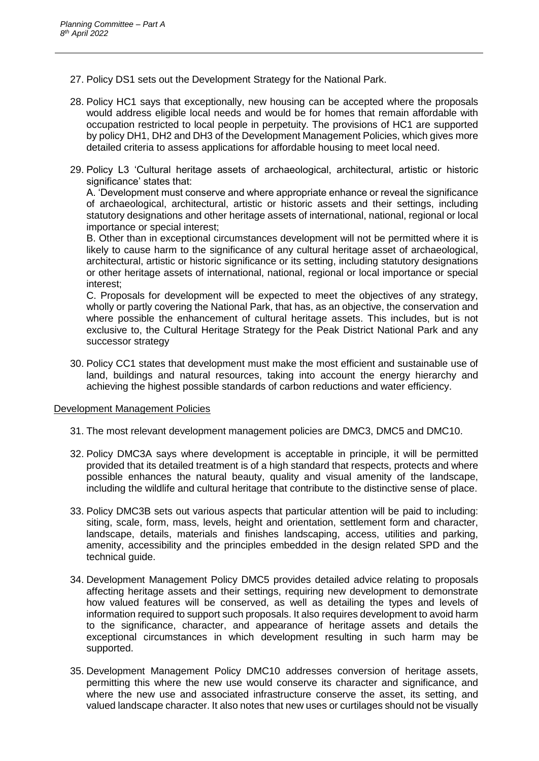27. Policy DS1 sets out the Development Strategy for the National Park.

28. Policy HC1 says that exceptionally, new housing can be accepted where the proposals would address eligible local needs and would be for homes that remain affordable with occupation restricted to local people in perpetuity. The provisions of HC1 are supported by policy DH1, DH2 and DH3 of the Development Management Policies, which gives more detailed criteria to assess applications for affordable housing to meet local need.

29. Policy L3 'Cultural heritage assets of archaeological, architectural, artistic or historic significance' states that:
A. 'Development must conserve and where appropriate enhance or reveal the significance of archaeological, architectural, artistic or historic assets and their settings, including statutory designations and other heritage assets of international, national, regional or local importance or special interest;
B. Other than in exceptional circumstances development will not be permitted where it is likely to cause harm to the significance of any cultural heritage asset of archaeological, architectural, artistic or historic significance or its setting, including statutory designations or other heritage assets of international, national, regional or local importance or special interest;
C. Proposals for development will be expected to meet the objectives of any strategy, wholly or partly covering the National Park, that has, as an objective, the conservation and where possible the enhancement of cultural heritage assets. This includes, but is not exclusive to, the Cultural Heritage Strategy for the Peak District National Park and any successor strategy

30. Policy CC1 states that development must make the most efficient and sustainable use of land, buildings and natural resources, taking into account the energy hierarchy and achieving the highest possible standards of carbon reductions and water efficiency.

Development Management Policies

31. The most relevant development management policies are DMC3, DMC5 and DMC10.

32. Policy DMC3A says where development is acceptable in principle, it will be permitted provided that its detailed treatment is of a high standard that respects, protects and where possible enhances the natural beauty, quality and visual amenity of the landscape, including the wildlife and cultural heritage that contribute to the distinctive sense of place.

33. Policy DMC3B sets out various aspects that particular attention will be paid to including: siting, scale, form, mass, levels, height and orientation, settlement form and character, landscape, details, materials and finishes landscaping, access, utilities and parking, amenity, accessibility and the principles embedded in the design related SPD and the technical guide.

34. Development Management Policy DMC5 provides detailed advice relating to proposals affecting heritage assets and their settings, requiring new development to demonstrate how valued features will be conserved, as well as detailing the types and levels of information required to support such proposals. It also requires development to avoid harm to the significance, character, and appearance of heritage assets and details the exceptional circumstances in which development resulting in such harm may be supported.

35. Development Management Policy DMC10 addresses conversion of heritage assets, permitting this where the new use would conserve its character and significance, and where the new use and associated infrastructure conserve the asset, its setting, and valued landscape character. It also notes that new uses or curtilages should not be visually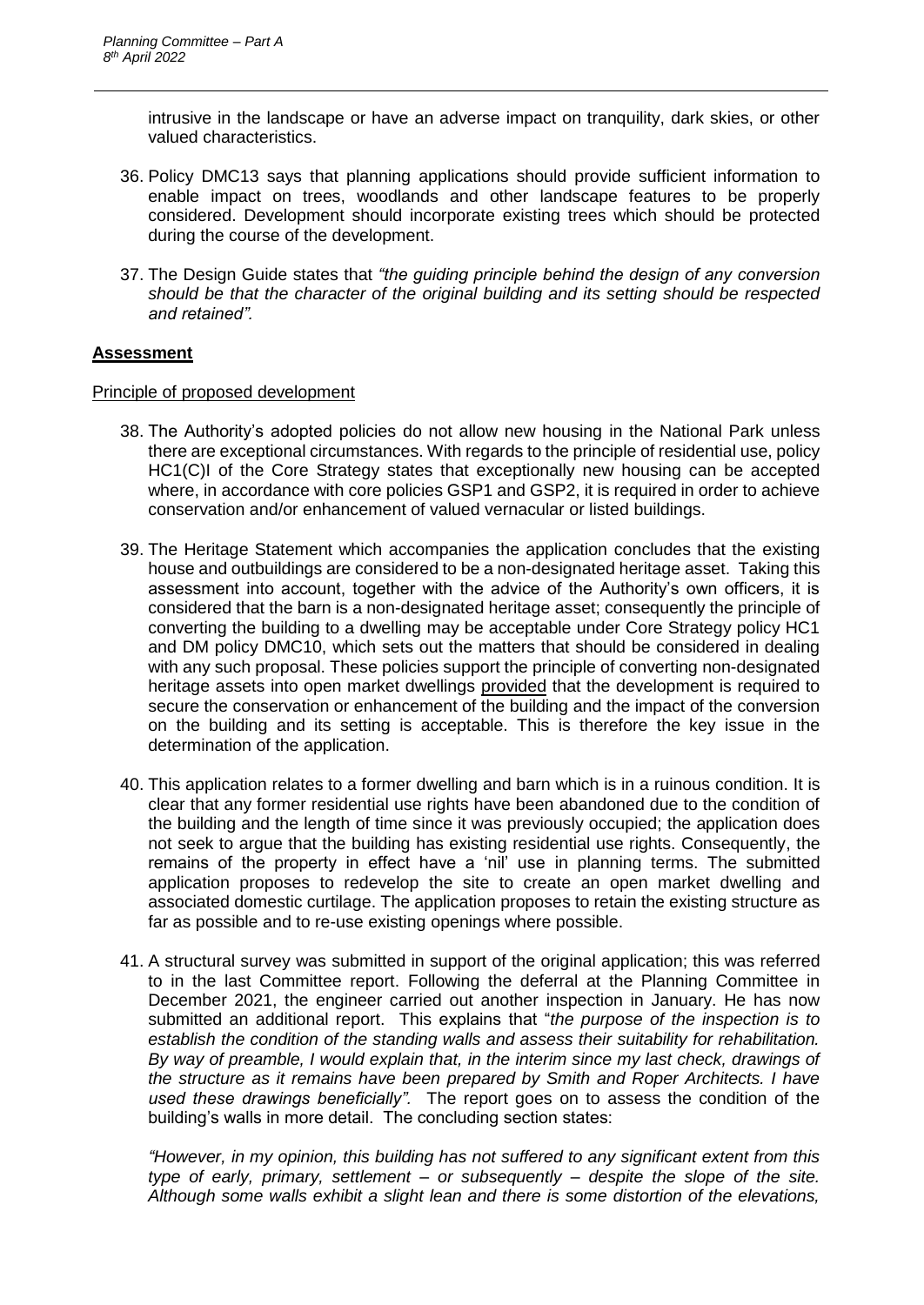intrusive in the landscape or have an adverse impact on tranquility, dark skies, or other valued characteristics.

36. Policy DMC13 says that planning applications should provide sufficient information to enable impact on trees, woodlands and other landscape features to be properly considered. Development should incorporate existing trees which should be protected during the course of the development.

37. The Design Guide states that *"the guiding principle behind the design of any conversion should be that the character of the original building and its setting should be respected and retained".*

## Assessment

### Principle of proposed development

38. The Authority's adopted policies do not allow new housing in the National Park unless there are exceptional circumstances. With regards to the principle of residential use, policy HC1(C)I of the Core Strategy states that exceptionally new housing can be accepted where, in accordance with core policies GSP1 and GSP2, it is required in order to achieve conservation and/or enhancement of valued vernacular or listed buildings.

39. The Heritage Statement which accompanies the application concludes that the existing house and outbuildings are considered to be a non-designated heritage asset. Taking this assessment into account, together with the advice of the Authority's own officers, it is considered that the barn is a non-designated heritage asset; consequently the principle of converting the building to a dwelling may be acceptable under Core Strategy policy HC1 and DM policy DMC10, which sets out the matters that should be considered in dealing with any such proposal. These policies support the principle of converting non-designated heritage assets into open market dwellings provided that the development is required to secure the conservation or enhancement of the building and the impact of the conversion on the building and its setting is acceptable. This is therefore the key issue in the determination of the application.

40. This application relates to a former dwelling and barn which is in a ruinous condition. It is clear that any former residential use rights have been abandoned due to the condition of the building and the length of time since it was previously occupied; the application does not seek to argue that the building has existing residential use rights. Consequently, the remains of the property in effect have a 'nil' use in planning terms. The submitted application proposes to redevelop the site to create an open market dwelling and associated domestic curtilage. The application proposes to retain the existing structure as far as possible and to re-use existing openings where possible.

41. A structural survey was submitted in support of the original application; this was referred to in the last Committee report. Following the deferral at the Planning Committee in December 2021, the engineer carried out another inspection in January. He has now submitted an additional report. This explains that "*the purpose of the inspection is to establish the condition of the standing walls and assess their suitability for rehabilitation. By way of preamble, I would explain that, in the interim since my last check, drawings of the structure as it remains have been prepared by Smith and Roper Architects. I have used these drawings beneficially".* The report goes on to assess the condition of the building's walls in more detail. The concluding section states:

*"However, in my opinion, this building has not suffered to any significant extent from this type of early, primary, settlement – or subsequently – despite the slope of the site. Although some walls exhibit a slight lean and there is some distortion of the elevations,*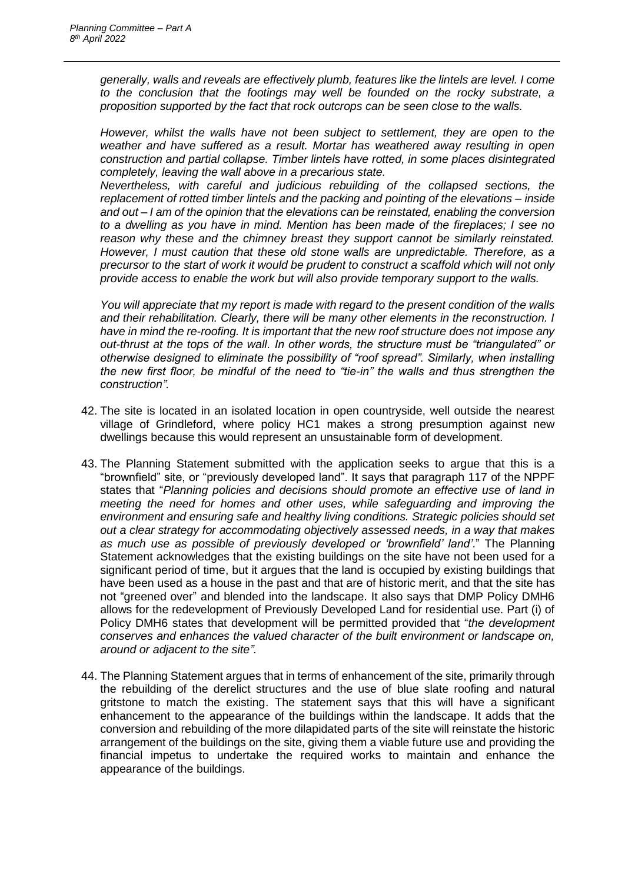*generally, walls and reveals are effectively plumb, features like the lintels are level. I come to the conclusion that the footings may well be founded on the rocky substrate, a proposition supported by the fact that rock outcrops can be seen close to the walls.*

*However, whilst the walls have not been subject to settlement, they are open to the weather and have suffered as a result. Mortar has weathered away resulting in open construction and partial collapse. Timber lintels have rotted, in some places disintegrated completely, leaving the wall above in a precarious state.*

*Nevertheless, with careful and judicious rebuilding of the collapsed sections, the replacement of rotted timber lintels and the packing and pointing of the elevations – inside and out – I am of the opinion that the elevations can be reinstated, enabling the conversion to a dwelling as you have in mind. Mention has been made of the fireplaces; I see no reason why these and the chimney breast they support cannot be similarly reinstated. However, I must caution that these old stone walls are unpredictable. Therefore, as a precursor to the start of work it would be prudent to construct a scaffold which will not only provide access to enable the work but also provide temporary support to the walls.*

*You will appreciate that my report is made with regard to the present condition of the walls and their rehabilitation. Clearly, there will be many other elements in the reconstruction. I have in mind the re-roofing. It is important that the new roof structure does not impose any out-thrust at the tops of the wall. In other words, the structure must be "triangulated" or otherwise designed to eliminate the possibility of "roof spread". Similarly, when installing the new first floor, be mindful of the need to "tie-in" the walls and thus strengthen the construction".*

42. The site is located in an isolated location in open countryside, well outside the nearest village of Grindleford, where policy HC1 makes a strong presumption against new dwellings because this would represent an unsustainable form of development.

43. The Planning Statement submitted with the application seeks to argue that this is a "brownfield" site, or "previously developed land". It says that paragraph 117 of the NPPF states that "*Planning policies and decisions should promote an effective use of land in meeting the need for homes and other uses, while safeguarding and improving the environment and ensuring safe and healthy living conditions. Strategic policies should set out a clear strategy for accommodating objectively assessed needs, in a way that makes as much use as possible of previously developed or 'brownfield' land'*." The Planning Statement acknowledges that the existing buildings on the site have not been used for a significant period of time, but it argues that the land is occupied by existing buildings that have been used as a house in the past and that are of historic merit, and that the site has not "greened over" and blended into the landscape. It also says that DMP Policy DMH6 allows for the redevelopment of Previously Developed Land for residential use. Part (i) of Policy DMH6 states that development will be permitted provided that "*the development conserves and enhances the valued character of the built environment or landscape on, around or adjacent to the site".*

44. The Planning Statement argues that in terms of enhancement of the site, primarily through the rebuilding of the derelict structures and the use of blue slate roofing and natural gritstone to match the existing. The statement says that this will have a significant enhancement to the appearance of the buildings within the landscape. It adds that the conversion and rebuilding of the more dilapidated parts of the site will reinstate the historic arrangement of the buildings on the site, giving them a viable future use and providing the financial impetus to undertake the required works to maintain and enhance the appearance of the buildings.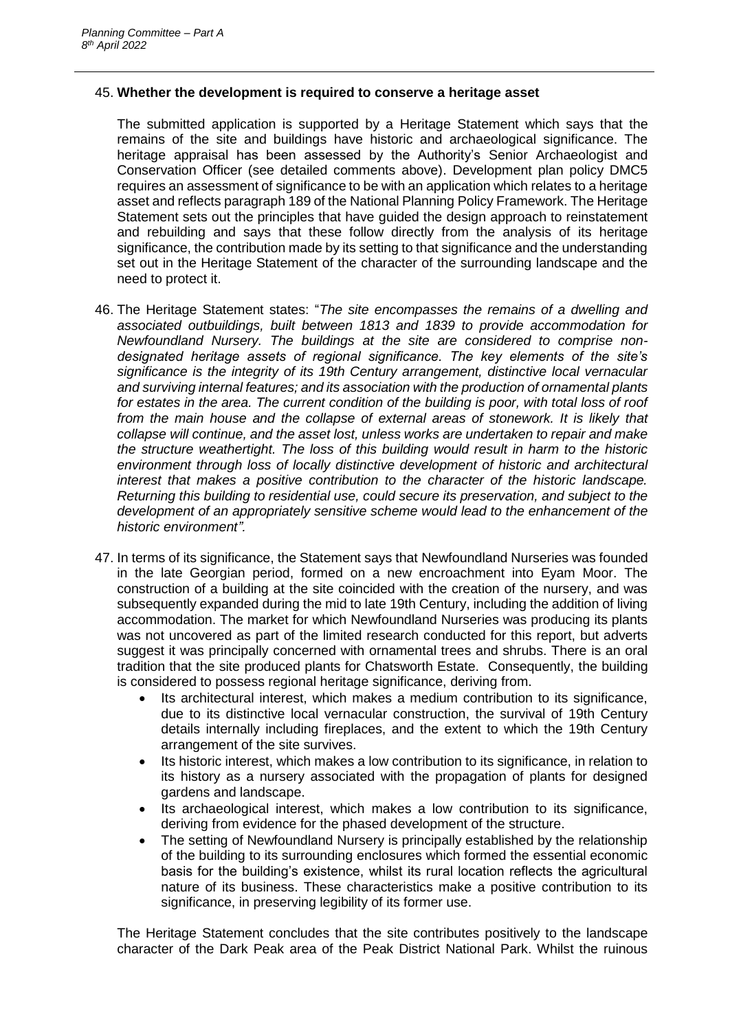45. **Whether the development is required to conserve a heritage asset**

The submitted application is supported by a Heritage Statement which says that the remains of the site and buildings have historic and archaeological significance. The heritage appraisal has been assessed by the Authority's Senior Archaeologist and Conservation Officer (see detailed comments above). Development plan policy DMC5 requires an assessment of significance to be with an application which relates to a heritage asset and reflects paragraph 189 of the National Planning Policy Framework. The Heritage Statement sets out the principles that have guided the design approach to reinstatement and rebuilding and says that these follow directly from the analysis of its heritage significance, the contribution made by its setting to that significance and the understanding set out in the Heritage Statement of the character of the surrounding landscape and the need to protect it.

46. The Heritage Statement states: "*The site encompasses the remains of a dwelling and associated outbuildings, built between 1813 and 1839 to provide accommodation for Newfoundland Nursery. The buildings at the site are considered to comprise non-designated heritage assets of regional significance. The key elements of the site's significance is the integrity of its 19th Century arrangement, distinctive local vernacular and surviving internal features; and its association with the production of ornamental plants for estates in the area. The current condition of the building is poor, with total loss of roof from the main house and the collapse of external areas of stonework. It is likely that collapse will continue, and the asset lost, unless works are undertaken to repair and make the structure weathertight. The loss of this building would result in harm to the historic environment through loss of locally distinctive development of historic and architectural interest that makes a positive contribution to the character of the historic landscape. Returning this building to residential use, could secure its preservation, and subject to the development of an appropriately sensitive scheme would lead to the enhancement of the historic environment"*.

47. In terms of its significance, the Statement says that Newfoundland Nurseries was founded in the late Georgian period, formed on a new encroachment into Eyam Moor. The construction of a building at the site coincided with the creation of the nursery, and was subsequently expanded during the mid to late 19th Century, including the addition of living accommodation. The market for which Newfoundland Nurseries was producing its plants was not uncovered as part of the limited research conducted for this report, but adverts suggest it was principally concerned with ornamental trees and shrubs. There is an oral tradition that the site produced plants for Chatsworth Estate. Consequently, the building is considered to possess regional heritage significance, deriving from.

    - Its architectural interest, which makes a medium contribution to its significance, due to its distinctive local vernacular construction, the survival of 19th Century details internally including fireplaces, and the extent to which the 19th Century arrangement of the site survives.
    - Its historic interest, which makes a low contribution to its significance, in relation to its history as a nursery associated with the propagation of plants for designed gardens and landscape.
    - Its archaeological interest, which makes a low contribution to its significance, deriving from evidence for the phased development of the structure.
    - The setting of Newfoundland Nursery is principally established by the relationship of the building to its surrounding enclosures which formed the essential economic basis for the building's existence, whilst its rural location reflects the agricultural nature of its business. These characteristics make a positive contribution to its significance, in preserving legibility of its former use.

    The Heritage Statement concludes that the site contributes positively to the landscape character of the Dark Peak area of the Peak District National Park. Whilst the ruinous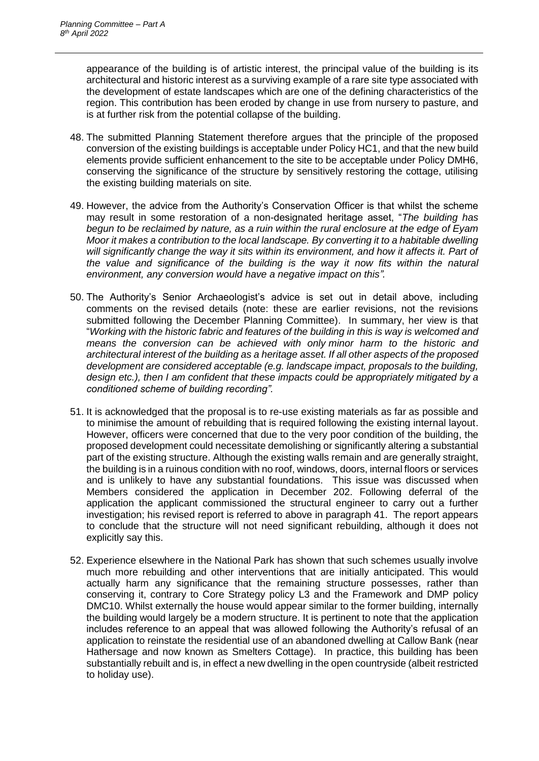appearance of the building is of artistic interest, the principal value of the building is its architectural and historic interest as a surviving example of a rare site type associated with the development of estate landscapes which are one of the defining characteristics of the region. This contribution has been eroded by change in use from nursery to pasture, and is at further risk from the potential collapse of the building.

48. The submitted Planning Statement therefore argues that the principle of the proposed conversion of the existing buildings is acceptable under Policy HC1, and that the new build elements provide sufficient enhancement to the site to be acceptable under Policy DMH6, conserving the significance of the structure by sensitively restoring the cottage, utilising the existing building materials on site.

49. However, the advice from the Authority's Conservation Officer is that whilst the scheme may result in some restoration of a non-designated heritage asset, "*The building has begun to be reclaimed by nature, as a ruin within the rural enclosure at the edge of Eyam Moor it makes a contribution to the local landscape. By converting it to a habitable dwelling will significantly change the way it sits within its environment, and how it affects it. Part of the value and significance of the building is the way it now fits within the natural environment, any conversion would have a negative impact on this".*

50. The Authority's Senior Archaeologist's advice is set out in detail above, including comments on the revised details (note: these are earlier revisions, not the revisions submitted following the December Planning Committee). In summary, her view is that "*Working with the historic fabric and features of the building in this is way is welcomed and means the conversion can be achieved with only minor harm to the historic and architectural interest of the building as a heritage asset. If all other aspects of the proposed development are considered acceptable (e.g. landscape impact, proposals to the building, design etc.), then I am confident that these impacts could be appropriately mitigated by a conditioned scheme of building recording".*

51. It is acknowledged that the proposal is to re-use existing materials as far as possible and to minimise the amount of rebuilding that is required following the existing internal layout. However, officers were concerned that due to the very poor condition of the building, the proposed development could necessitate demolishing or significantly altering a substantial part of the existing structure. Although the existing walls remain and are generally straight, the building is in a ruinous condition with no roof, windows, doors, internal floors or services and is unlikely to have any substantial foundations. This issue was discussed when Members considered the application in December 202. Following deferral of the application the applicant commissioned the structural engineer to carry out a further investigation; his revised report is referred to above in paragraph 41. The report appears to conclude that the structure will not need significant rebuilding, although it does not explicitly say this.

52. Experience elsewhere in the National Park has shown that such schemes usually involve much more rebuilding and other interventions that are initially anticipated. This would actually harm any significance that the remaining structure possesses, rather than conserving it, contrary to Core Strategy policy L3 and the Framework and DMP policy DMC10. Whilst externally the house would appear similar to the former building, internally the building would largely be a modern structure. It is pertinent to note that the application includes reference to an appeal that was allowed following the Authority's refusal of an application to reinstate the residential use of an abandoned dwelling at Callow Bank (near Hathersage and now known as Smelters Cottage). In practice, this building has been substantially rebuilt and is, in effect a new dwelling in the open countryside (albeit restricted to holiday use).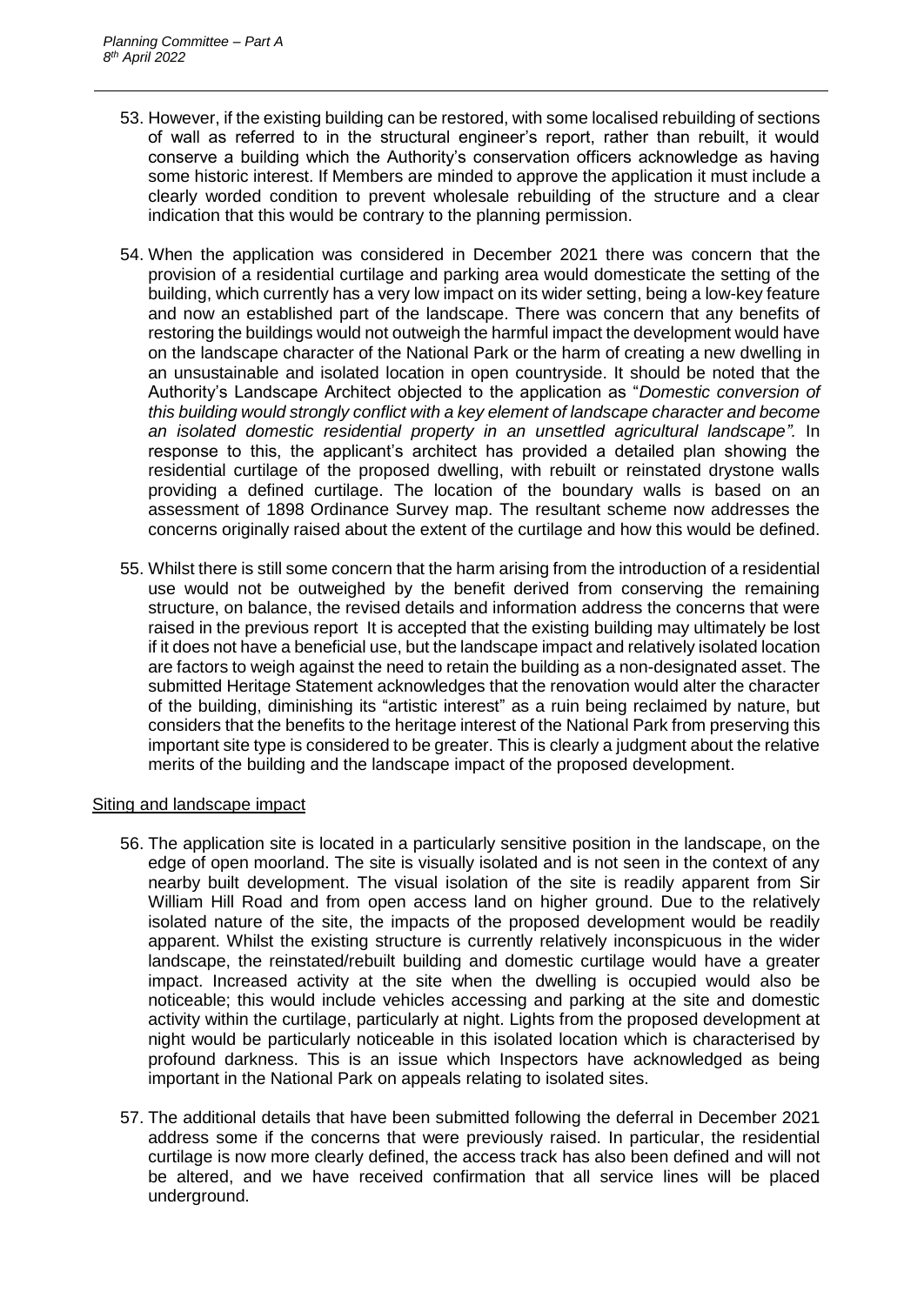53. However, if the existing building can be restored, with some localised rebuilding of sections of wall as referred to in the structural engineer's report, rather than rebuilt, it would conserve a building which the Authority's conservation officers acknowledge as having some historic interest. If Members are minded to approve the application it must include a clearly worded condition to prevent wholesale rebuilding of the structure and a clear indication that this would be contrary to the planning permission.

54. When the application was considered in December 2021 there was concern that the provision of a residential curtilage and parking area would domesticate the setting of the building, which currently has a very low impact on its wider setting, being a low-key feature and now an established part of the landscape. There was concern that any benefits of restoring the buildings would not outweigh the harmful impact the development would have on the landscape character of the National Park or the harm of creating a new dwelling in an unsustainable and isolated location in open countryside. It should be noted that the Authority's Landscape Architect objected to the application as "*Domestic conversion of this building would strongly conflict with a key element of landscape character and become an isolated domestic residential property in an unsettled agricultural landscape".* In response to this, the applicant's architect has provided a detailed plan showing the residential curtilage of the proposed dwelling, with rebuilt or reinstated drystone walls providing a defined curtilage. The location of the boundary walls is based on an assessment of 1898 Ordinance Survey map. The resultant scheme now addresses the concerns originally raised about the extent of the curtilage and how this would be defined.

55. Whilst there is still some concern that the harm arising from the introduction of a residential use would not be outweighed by the benefit derived from conserving the remaining structure, on balance, the revised details and information address the concerns that were raised in the previous report It is accepted that the existing building may ultimately be lost if it does not have a beneficial use, but the landscape impact and relatively isolated location are factors to weigh against the need to retain the building as a non-designated asset. The submitted Heritage Statement acknowledges that the renovation would alter the character of the building, diminishing its "artistic interest" as a ruin being reclaimed by nature, but considers that the benefits to the heritage interest of the National Park from preserving this important site type is considered to be greater. This is clearly a judgment about the relative merits of the building and the landscape impact of the proposed development.

Siting and landscape impact

56. The application site is located in a particularly sensitive position in the landscape, on the edge of open moorland. The site is visually isolated and is not seen in the context of any nearby built development. The visual isolation of the site is readily apparent from Sir William Hill Road and from open access land on higher ground. Due to the relatively isolated nature of the site, the impacts of the proposed development would be readily apparent. Whilst the existing structure is currently relatively inconspicuous in the wider landscape, the reinstated/rebuilt building and domestic curtilage would have a greater impact. Increased activity at the site when the dwelling is occupied would also be noticeable; this would include vehicles accessing and parking at the site and domestic activity within the curtilage, particularly at night. Lights from the proposed development at night would be particularly noticeable in this isolated location which is characterised by profound darkness. This is an issue which Inspectors have acknowledged as being important in the National Park on appeals relating to isolated sites.

57. The additional details that have been submitted following the deferral in December 2021 address some if the concerns that were previously raised. In particular, the residential curtilage is now more clearly defined, the access track has also been defined and will not be altered, and we have received confirmation that all service lines will be placed underground.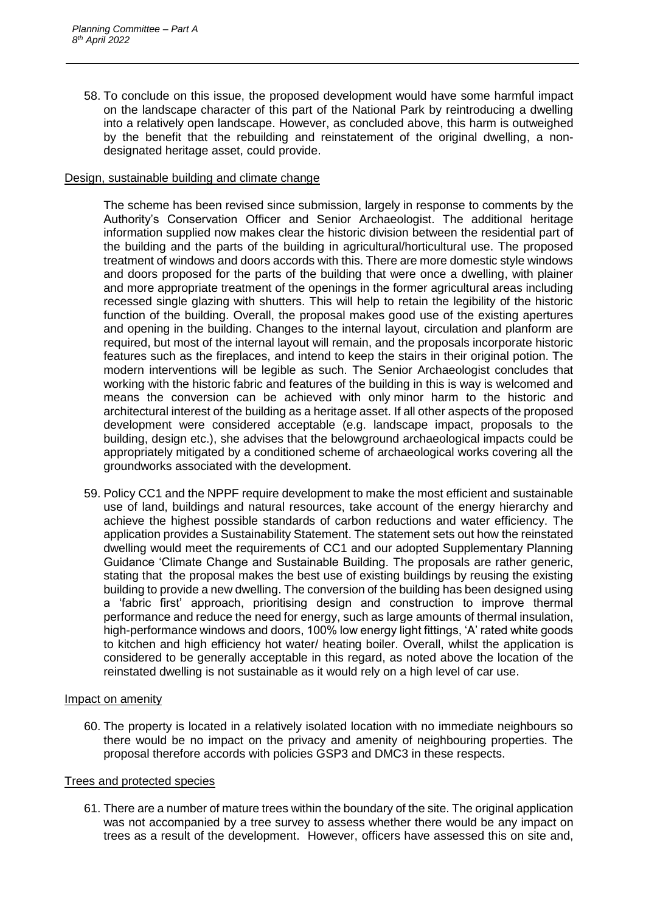58. To conclude on this issue, the proposed development would have some harmful impact on the landscape character of this part of the National Park by reintroducing a dwelling into a relatively open landscape. However, as concluded above, this harm is outweighed by the benefit that the rebuilding and reinstatement of the original dwelling, a non-designated heritage asset, could provide.

Design, sustainable building and climate change

The scheme has been revised since submission, largely in response to comments by the Authority's Conservation Officer and Senior Archaeologist. The additional heritage information supplied now makes clear the historic division between the residential part of the building and the parts of the building in agricultural/horticultural use. The proposed treatment of windows and doors accords with this. There are more domestic style windows and doors proposed for the parts of the building that were once a dwelling, with plainer and more appropriate treatment of the openings in the former agricultural areas including recessed single glazing with shutters. This will help to retain the legibility of the historic function of the building. Overall, the proposal makes good use of the existing apertures and opening in the building. Changes to the internal layout, circulation and planform are required, but most of the internal layout will remain, and the proposals incorporate historic features such as the fireplaces, and intend to keep the stairs in their original potion. The modern interventions will be legible as such. The Senior Archaeologist concludes that working with the historic fabric and features of the building in this is way is welcomed and means the conversion can be achieved with only minor harm to the historic and architectural interest of the building as a heritage asset. If all other aspects of the proposed development were considered acceptable (e.g. landscape impact, proposals to the building, design etc.), she advises that the belowground archaeological impacts could be appropriately mitigated by a conditioned scheme of archaeological works covering all the groundworks associated with the development.

59. Policy CC1 and the NPPF require development to make the most efficient and sustainable use of land, buildings and natural resources, take account of the energy hierarchy and achieve the highest possible standards of carbon reductions and water efficiency. The application provides a Sustainability Statement. The statement sets out how the reinstated dwelling would meet the requirements of CC1 and our adopted Supplementary Planning Guidance 'Climate Change and Sustainable Building. The proposals are rather generic, stating that the proposal makes the best use of existing buildings by reusing the existing building to provide a new dwelling. The conversion of the building has been designed using a 'fabric first' approach, prioritising design and construction to improve thermal performance and reduce the need for energy, such as large amounts of thermal insulation, high-performance windows and doors, 100% low energy light fittings, 'A' rated white goods to kitchen and high efficiency hot water/ heating boiler. Overall, whilst the application is considered to be generally acceptable in this regard, as noted above the location of the reinstated dwelling is not sustainable as it would rely on a high level of car use.

Impact on amenity

60. The property is located in a relatively isolated location with no immediate neighbours so there would be no impact on the privacy and amenity of neighbouring properties. The proposal therefore accords with policies GSP3 and DMC3 in these respects.

Trees and protected species

61. There are a number of mature trees within the boundary of the site. The original application was not accompanied by a tree survey to assess whether there would be any impact on trees as a result of the development. However, officers have assessed this on site and,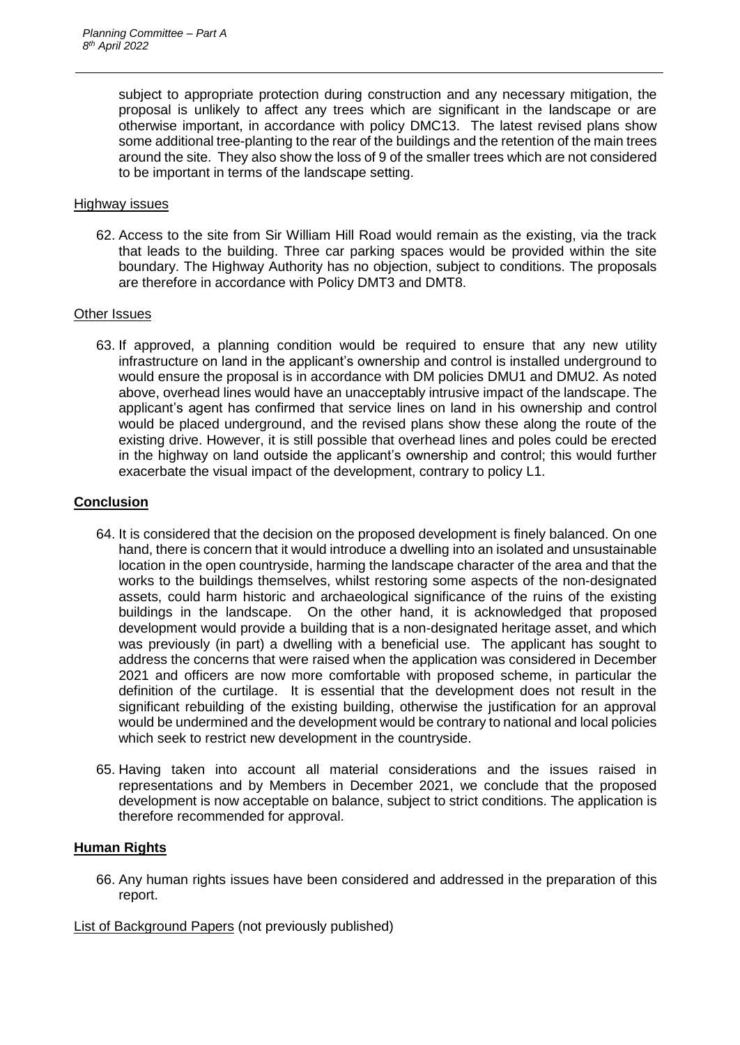subject to appropriate protection during construction and any necessary mitigation, the proposal is unlikely to affect any trees which are significant in the landscape or are otherwise important, in accordance with policy DMC13. The latest revised plans show some additional tree-planting to the rear of the buildings and the retention of the main trees around the site. They also show the loss of 9 of the smaller trees which are not considered to be important in terms of the landscape setting.

Highway issues

62. Access to the site from Sir William Hill Road would remain as the existing, via the track that leads to the building. Three car parking spaces would be provided within the site boundary. The Highway Authority has no objection, subject to conditions. The proposals are therefore in accordance with Policy DMT3 and DMT8.

Other Issues

63. If approved, a planning condition would be required to ensure that any new utility infrastructure on land in the applicant's ownership and control is installed underground to would ensure the proposal is in accordance with DM policies DMU1 and DMU2. As noted above, overhead lines would have an unacceptably intrusive impact of the landscape. The applicant's agent has confirmed that service lines on land in his ownership and control would be placed underground, and the revised plans show these along the route of the existing drive. However, it is still possible that overhead lines and poles could be erected in the highway on land outside the applicant's ownership and control; this would further exacerbate the visual impact of the development, contrary to policy L1.

## Conclusion

64. It is considered that the decision on the proposed development is finely balanced. On one hand, there is concern that it would introduce a dwelling into an isolated and unsustainable location in the open countryside, harming the landscape character of the area and that the works to the buildings themselves, whilst restoring some aspects of the non-designated assets, could harm historic and archaeological significance of the ruins of the existing buildings in the landscape. On the other hand, it is acknowledged that proposed development would provide a building that is a non-designated heritage asset, and which was previously (in part) a dwelling with a beneficial use. The applicant has sought to address the concerns that were raised when the application was considered in December 2021 and officers are now more comfortable with proposed scheme, in particular the definition of the curtilage. It is essential that the development does not result in the significant rebuilding of the existing building, otherwise the justification for an approval would be undermined and the development would be contrary to national and local policies which seek to restrict new development in the countryside.

65. Having taken into account all material considerations and the issues raised in representations and by Members in December 2021, we conclude that the proposed development is now acceptable on balance, subject to strict conditions. The application is therefore recommended for approval.

## Human Rights

66. Any human rights issues have been considered and addressed in the preparation of this report.

List of Background Papers (not previously published)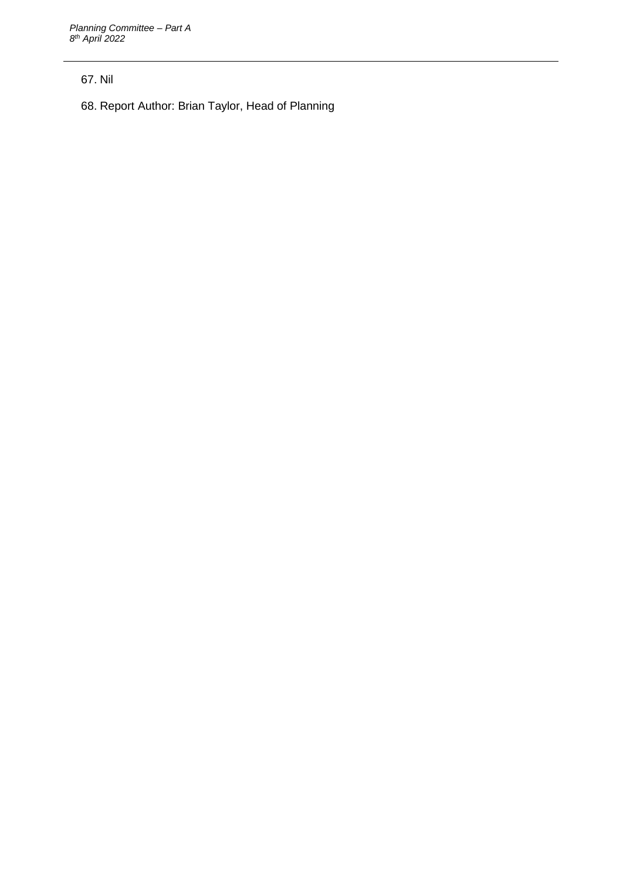67. Nil

68. Report Author: Brian Taylor, Head of Planning